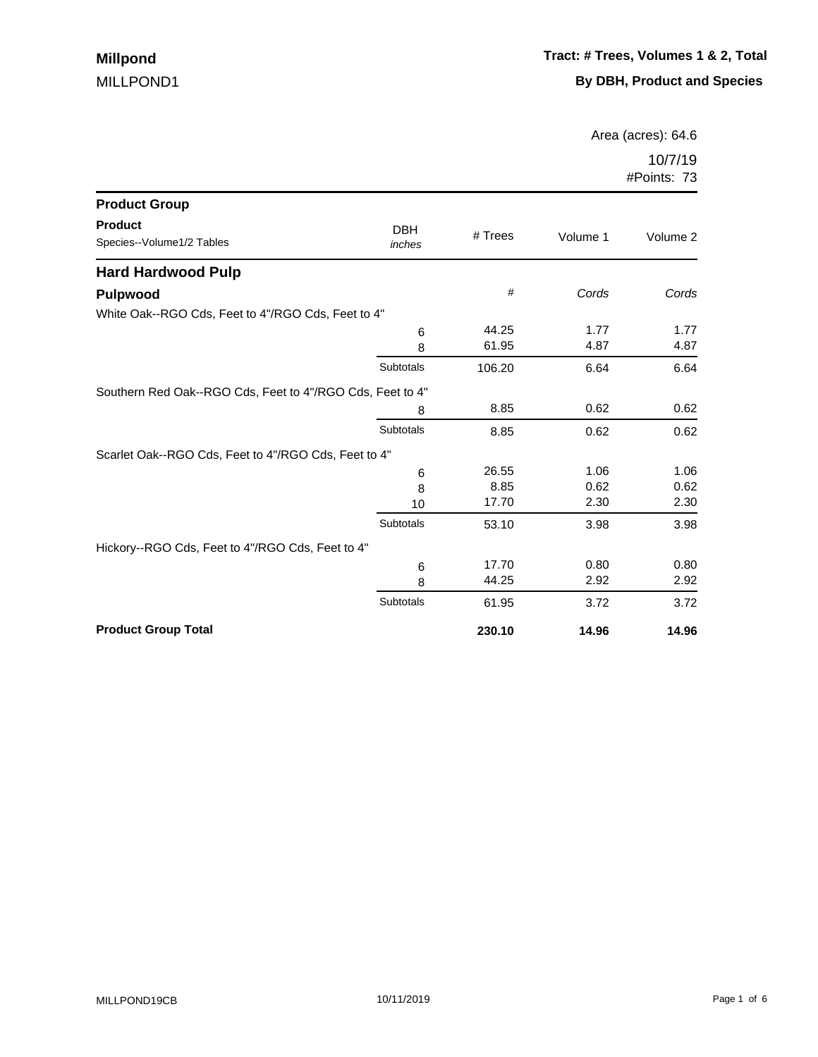**Millpond**

MILLPOND1

**Tract: # Trees, Volumes 1 & 2, Total**

**By DBH, Product and Species**

Area (acres): 64.6

10/7/19

#Points: 73

| Product Group / Product / Species--Volume1/2 Tables | DBH *inches* | # Trees | Volume 1 | Volume 2 |
|---|---|---|---|---|
| **Hard Hardwood Pulp** | | | | |
| **Pulpwood** | | # | *Cords* | *Cords* |
| White Oak--RGO Cds, Feet to 4"/RGO Cds, Feet to 4" | | | | |
| | 6 | 44.25 | 1.77 | 1.77 |
| | 8 | 61.95 | 4.87 | 4.87 |
| | Subtotals | 106.20 | 6.64 | 6.64 |
| Southern Red Oak--RGO Cds, Feet to 4"/RGO Cds, Feet to 4" | | | | |
| | 8 | 8.85 | 0.62 | 0.62 |
| | Subtotals | 8.85 | 0.62 | 0.62 |
| Scarlet Oak--RGO Cds, Feet to 4"/RGO Cds, Feet to 4" | | | | |
| | 6 | 26.55 | 1.06 | 1.06 |
| | 8 | 8.85 | 0.62 | 0.62 |
| | 10 | 17.70 | 2.30 | 2.30 |
| | Subtotals | 53.10 | 3.98 | 3.98 |
| Hickory--RGO Cds, Feet to 4"/RGO Cds, Feet to 4" | | | | |
| | 6 | 17.70 | 0.80 | 0.80 |
| | 8 | 44.25 | 2.92 | 2.92 |
| | Subtotals | 61.95 | 3.72 | 3.72 |
| **Product Group Total** | | **230.10** | **14.96** | **14.96** |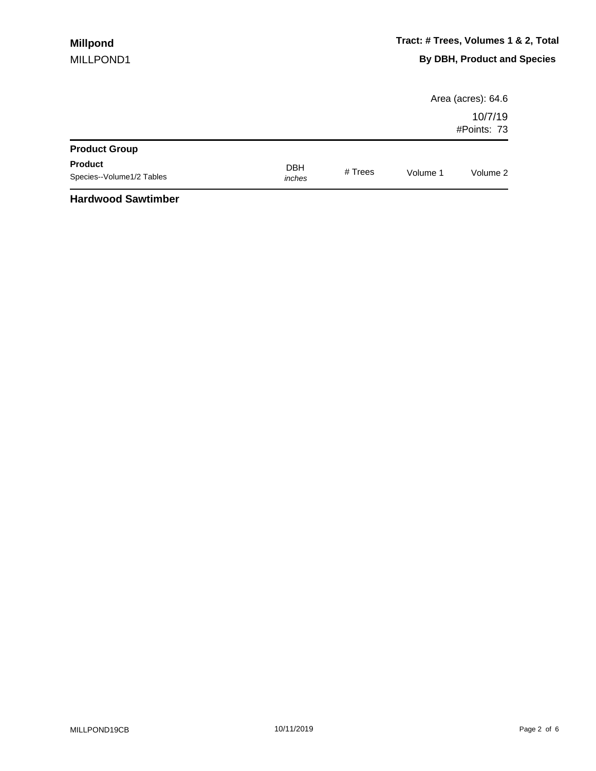**Millpond**
MILLPOND1

**Tract: # Trees, Volumes 1 & 2, Total**

**By DBH, Product and Species**

Area (acres): 64.6

10/7/19
#Points: 73

| **Product Group** | | | | |
|---|---|---|---|---|
| **Product**<br>Species--Volume1/2 Tables | DBH<br>*inches* | # Trees | Volume 1 | Volume 2 |

**Hardwood Sawtimber**

MILLPOND19CB

10/11/2019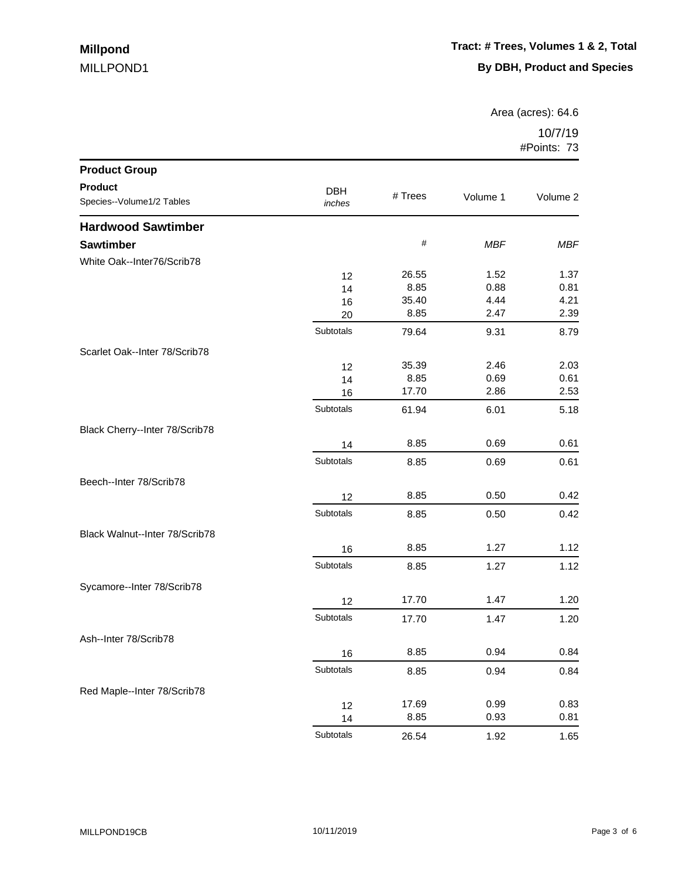**Millpond**
MILLPOND1

**Tract: # Trees, Volumes 1 & 2, Total**
**By DBH, Product and Species**

Area (acres): 64.6
10/7/19
#Points: 73

| Product Group / Product / Species--Volume1/2 Tables | DBH *inches* | # Trees | Volume 1 | Volume 2 |
|---|---|---|---|---|
| **Hardwood Sawtimber** | | | | |
| **Sawtimber** | | # | *MBF* | *MBF* |
| White Oak--Inter76/Scrib78 | | | | |
| | 12 | 26.55 | 1.52 | 1.37 |
| | 14 | 8.85 | 0.88 | 0.81 |
| | 16 | 35.40 | 4.44 | 4.21 |
| | 20 | 8.85 | 2.47 | 2.39 |
| | Subtotals | 79.64 | 9.31 | 8.79 |
| Scarlet Oak--Inter 78/Scrib78 | | | | |
| | 12 | 35.39 | 2.46 | 2.03 |
| | 14 | 8.85 | 0.69 | 0.61 |
| | 16 | 17.70 | 2.86 | 2.53 |
| | Subtotals | 61.94 | 6.01 | 5.18 |
| Black Cherry--Inter 78/Scrib78 | | | | |
| | 14 | 8.85 | 0.69 | 0.61 |
| | Subtotals | 8.85 | 0.69 | 0.61 |
| Beech--Inter 78/Scrib78 | | | | |
| | 12 | 8.85 | 0.50 | 0.42 |
| | Subtotals | 8.85 | 0.50 | 0.42 |
| Black Walnut--Inter 78/Scrib78 | | | | |
| | 16 | 8.85 | 1.27 | 1.12 |
| | Subtotals | 8.85 | 1.27 | 1.12 |
| Sycamore--Inter 78/Scrib78 | | | | |
| | 12 | 17.70 | 1.47 | 1.20 |
| | Subtotals | 17.70 | 1.47 | 1.20 |
| Ash--Inter 78/Scrib78 | | | | |
| | 16 | 8.85 | 0.94 | 0.84 |
| | Subtotals | 8.85 | 0.94 | 0.84 |
| Red Maple--Inter 78/Scrib78 | | | | |
| | 12 | 17.69 | 0.99 | 0.83 |
| | 14 | 8.85 | 0.93 | 0.81 |
| | Subtotals | 26.54 | 1.92 | 1.65 |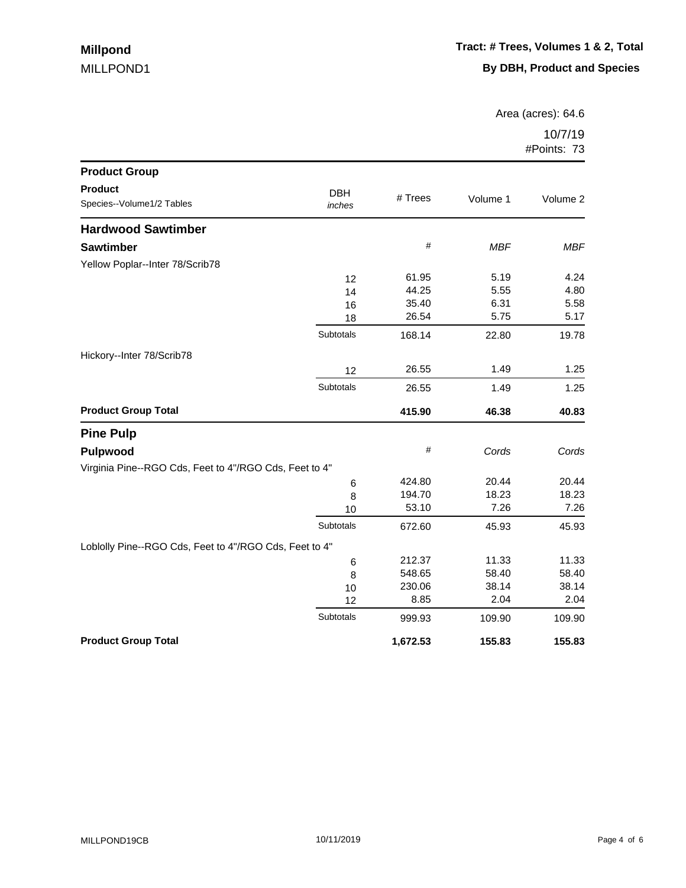**Millpond**

MILLPOND1

**Tract: # Trees, Volumes 1 & 2, Total**

**By DBH, Product and Species**

Area (acres): 64.6

10/7/19

#Points: 73

| **Product Group**<br>**Product**<br>Species--Volume1/2 Tables | DBH<br>*inches* | # Trees | Volume 1 | Volume 2 |
|---|---|---|---|---|
| **Hardwood Sawtimber** | | | | |
| **Sawtimber** | | # | *MBF* | *MBF* |
| Yellow Poplar--Inter 78/Scrib78 | | | | |
| | 12 | 61.95 | 5.19 | 4.24 |
| | 14 | 44.25 | 5.55 | 4.80 |
| | 16 | 35.40 | 6.31 | 5.58 |
| | 18 | 26.54 | 5.75 | 5.17 |
| | Subtotals | 168.14 | 22.80 | 19.78 |
| Hickory--Inter 78/Scrib78 | | | | |
| | 12 | 26.55 | 1.49 | 1.25 |
| | Subtotals | 26.55 | 1.49 | 1.25 |
| **Product Group Total** | | **415.90** | **46.38** | **40.83** |
| **Pine Pulp** | | | | |
| **Pulpwood** | | # | *Cords* | *Cords* |
| Virginia Pine--RGO Cds, Feet to 4"/RGO Cds, Feet to 4" | | | | |
| | 6 | 424.80 | 20.44 | 20.44 |
| | 8 | 194.70 | 18.23 | 18.23 |
| | 10 | 53.10 | 7.26 | 7.26 |
| | Subtotals | 672.60 | 45.93 | 45.93 |
| Loblolly Pine--RGO Cds, Feet to 4"/RGO Cds, Feet to 4" | | | | |
| | 6 | 212.37 | 11.33 | 11.33 |
| | 8 | 548.65 | 58.40 | 58.40 |
| | 10 | 230.06 | 38.14 | 38.14 |
| | 12 | 8.85 | 2.04 | 2.04 |
| | Subtotals | 999.93 | 109.90 | 109.90 |
| **Product Group Total** | | **1,672.53** | **155.83** | **155.83** |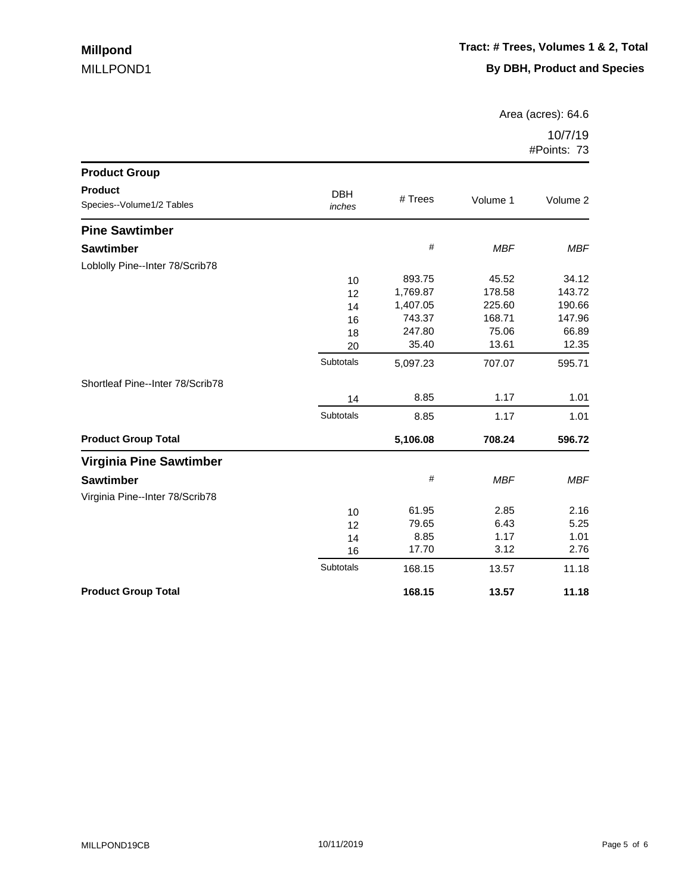**Millpond**
MILLPOND1

**Tract: # Trees, Volumes 1 & 2, Total**

**By DBH, Product and Species**

Area (acres): 64.6

10/7/19
#Points: 73

| Product Group / Product / Species--Volume1/2 Tables | DBH *inches* | # Trees | Volume 1 | Volume 2 |
|---|---|---|---|---|
| **Pine Sawtimber** | | | | |
| **Sawtimber** | | # | *MBF* | *MBF* |
| Loblolly Pine--Inter 78/Scrib78 | | | | |
| | 10 | 893.75 | 45.52 | 34.12 |
| | 12 | 1,769.87 | 178.58 | 143.72 |
| | 14 | 1,407.05 | 225.60 | 190.66 |
| | 16 | 743.37 | 168.71 | 147.96 |
| | 18 | 247.80 | 75.06 | 66.89 |
| | 20 | 35.40 | 13.61 | 12.35 |
| | Subtotals | 5,097.23 | 707.07 | 595.71 |
| Shortleaf Pine--Inter 78/Scrib78 | | | | |
| | 14 | 8.85 | 1.17 | 1.01 |
| | Subtotals | 8.85 | 1.17 | 1.01 |
| **Product Group Total** | | **5,106.08** | **708.24** | **596.72** |
| **Virginia Pine Sawtimber** | | | | |
| **Sawtimber** | | # | *MBF* | *MBF* |
| Virginia Pine--Inter 78/Scrib78 | | | | |
| | 10 | 61.95 | 2.85 | 2.16 |
| | 12 | 79.65 | 6.43 | 5.25 |
| | 14 | 8.85 | 1.17 | 1.01 |
| | 16 | 17.70 | 3.12 | 2.76 |
| | Subtotals | 168.15 | 13.57 | 11.18 |
| **Product Group Total** | | **168.15** | **13.57** | **11.18** |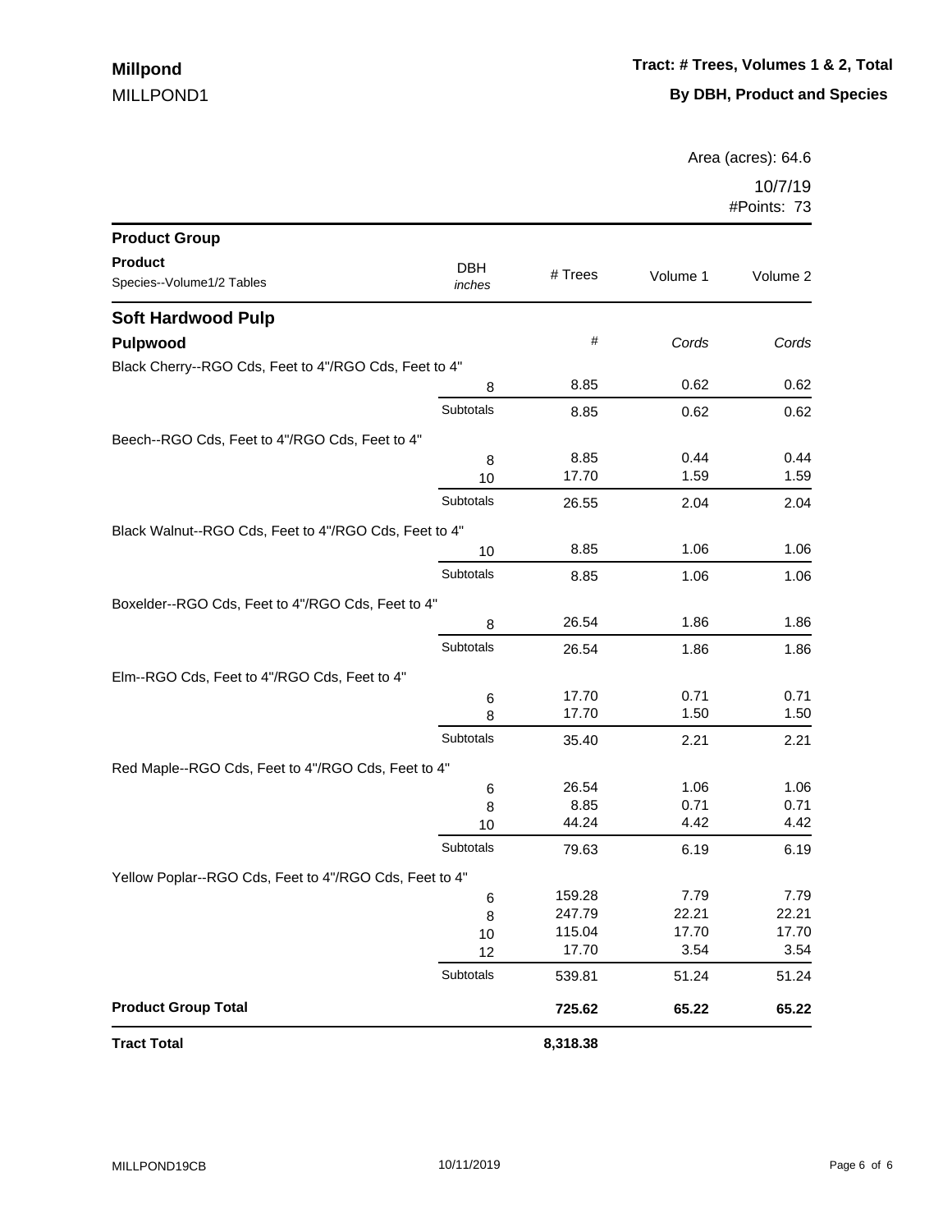**Millpond**

MILLPOND1

**Tract: # Trees, Volumes 1 & 2, Total**

**By DBH, Product and Species**

Area (acres): 64.6

10/7/19

#Points: 73

| Product Group<br>Product<br>Species--Volume1/2 Tables | DBH *inches* | # Trees | Volume 1 | Volume 2 |
|---|---|---|---|---|
| **Soft Hardwood Pulp** | | | | |
| **Pulpwood** | | # | *Cords* | *Cords* |
| Black Cherry--RGO Cds, Feet to 4"/RGO Cds, Feet to 4" | | | | |
| | 8 | 8.85 | 0.62 | 0.62 |
| | Subtotals | 8.85 | 0.62 | 0.62 |
| Beech--RGO Cds, Feet to 4"/RGO Cds, Feet to 4" | | | | |
| | 8 | 8.85 | 0.44 | 0.44 |
| | 10 | 17.70 | 1.59 | 1.59 |
| | Subtotals | 26.55 | 2.04 | 2.04 |
| Black Walnut--RGO Cds, Feet to 4"/RGO Cds, Feet to 4" | | | | |
| | 10 | 8.85 | 1.06 | 1.06 |
| | Subtotals | 8.85 | 1.06 | 1.06 |
| Boxelder--RGO Cds, Feet to 4"/RGO Cds, Feet to 4" | | | | |
| | 8 | 26.54 | 1.86 | 1.86 |
| | Subtotals | 26.54 | 1.86 | 1.86 |
| Elm--RGO Cds, Feet to 4"/RGO Cds, Feet to 4" | | | | |
| | 6 | 17.70 | 0.71 | 0.71 |
| | 8 | 17.70 | 1.50 | 1.50 |
| | Subtotals | 35.40 | 2.21 | 2.21 |
| Red Maple--RGO Cds, Feet to 4"/RGO Cds, Feet to 4" | | | | |
| | 6 | 26.54 | 1.06 | 1.06 |
| | 8 | 8.85 | 0.71 | 0.71 |
| | 10 | 44.24 | 4.42 | 4.42 |
| | Subtotals | 79.63 | 6.19 | 6.19 |
| Yellow Poplar--RGO Cds, Feet to 4"/RGO Cds, Feet to 4" | | | | |
| | 6 | 159.28 | 7.79 | 7.79 |
| | 8 | 247.79 | 22.21 | 22.21 |
| | 10 | 115.04 | 17.70 | 17.70 |
| | 12 | 17.70 | 3.54 | 3.54 |
| | Subtotals | 539.81 | 51.24 | 51.24 |
| **Product Group Total** | | **725.62** | **65.22** | **65.22** |
| **Tract Total** | | **8,318.38** | | |

MILLPOND19CB 10/11/2019